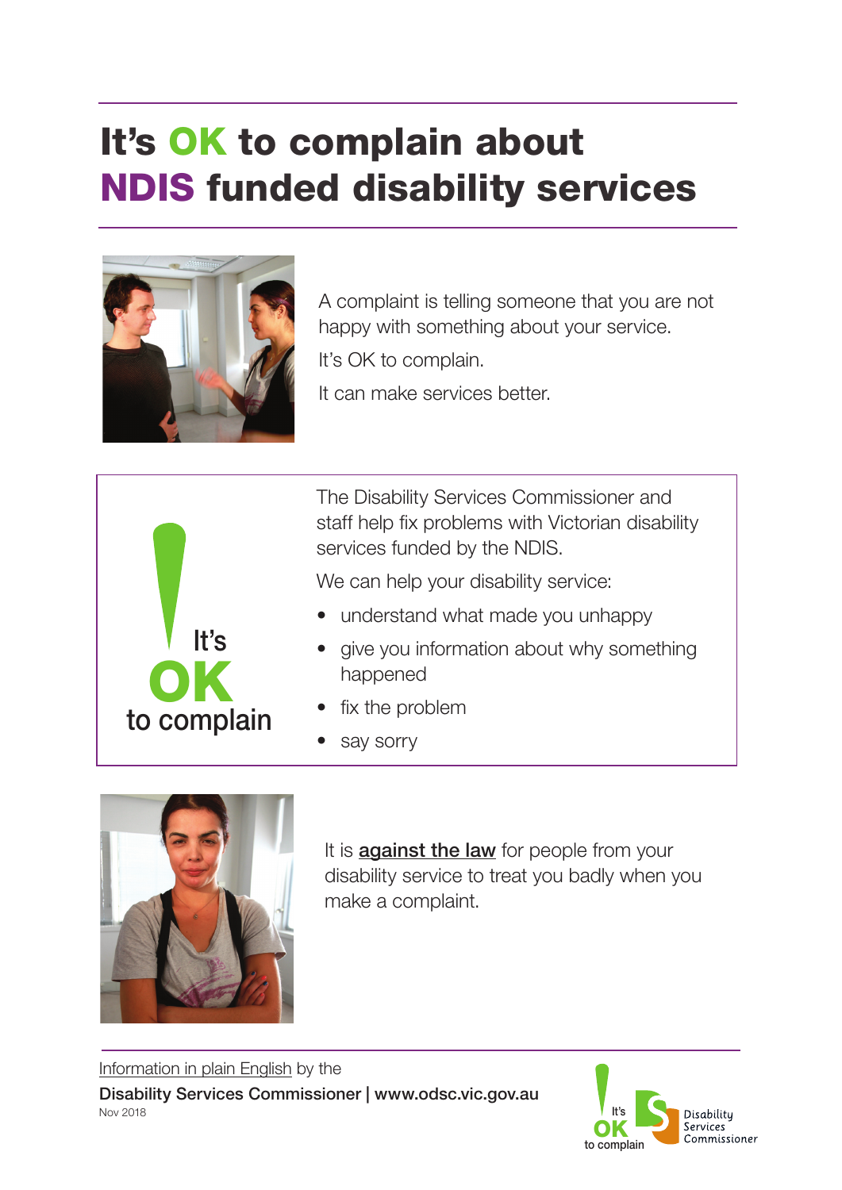# It's OK to complain about NDIS funded disability services

A complaint is telling someone that you are not happy with something about your service.

It's OK to complain.

It can make services better.

It's **OK** to complain

The Disability Services Commissioner and staff help fix problems with Victorian disability services funded by the NDIS.

We can help your disability service:

- understand what made you unhappy
- give you information about why something happened
- fix the problem
- say sorry

It is **against the law** for people from your disability service to treat you badly when you make a complaint.

Information in plain English by the

**Disability Services Commissioner | www.odsc.vic.gov.au**

Nov 2018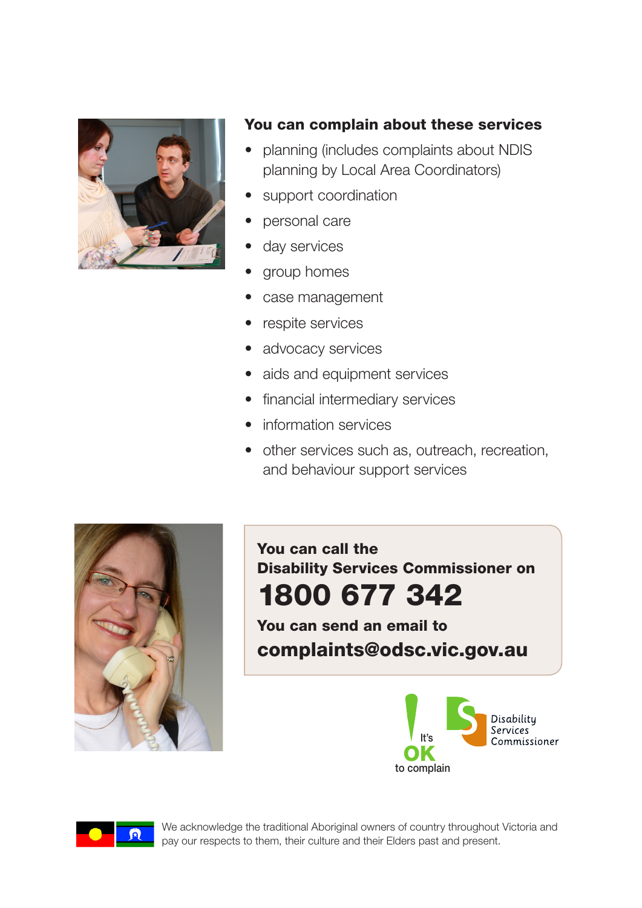## You can complain about these services

- planning (includes complaints about NDIS planning by Local Area Coordinators)
- support coordination
- personal care
- day services
- group homes
- case management
- respite services
- advocacy services
- aids and equipment services
- financial intermediary services
- information services
- other services such as, outreach, recreation, and behaviour support services

**You can call the Disability Services Commissioner on**

# 1800 677 342

**You can send an email to**

**complaints@odsc.vic.gov.au**

It's OK to complain

Disability Services Commissioner

We acknowledge the traditional Aboriginal owners of country throughout Victoria and pay our respects to them, their culture and their Elders past and present.